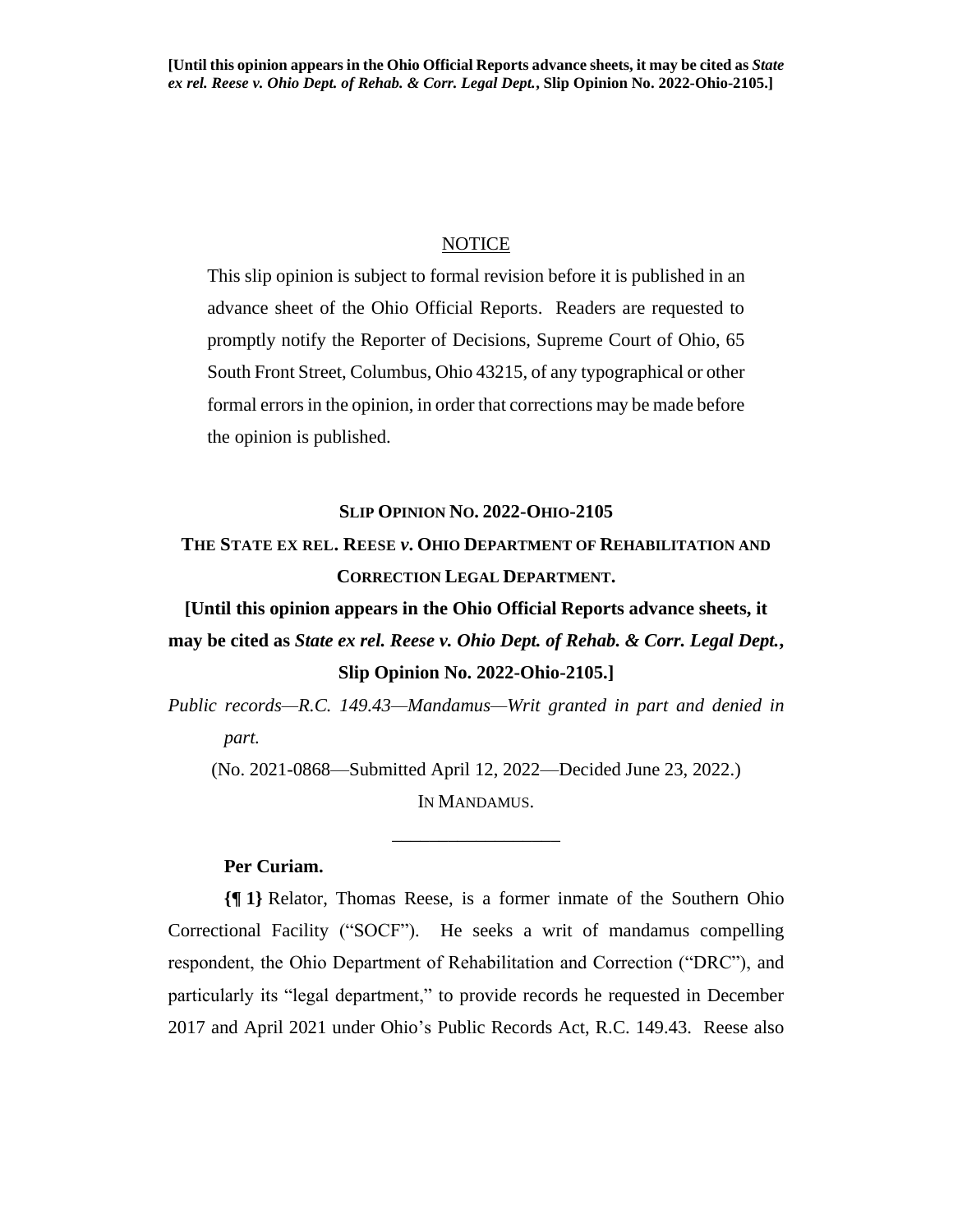**[Until this opinion appears in the Ohio Official Reports advance sheets, it may be cited as *State ex rel. Reese v. Ohio Dept. of Rehab. & Corr. Legal Dept.*, Slip Opinion No. 2022-Ohio-2105.]**

NOTICE

This slip opinion is subject to formal revision before it is published in an advance sheet of the Ohio Official Reports. Readers are requested to promptly notify the Reporter of Decisions, Supreme Court of Ohio, 65 South Front Street, Columbus, Ohio 43215, of any typographical or other formal errors in the opinion, in order that corrections may be made before the opinion is published.

**SLIP OPINION NO. 2022-OHIO-2105**

**THE STATE EX REL. REESE *v.* OHIO DEPARTMENT OF REHABILITATION AND CORRECTION LEGAL DEPARTMENT.**

**[Until this opinion appears in the Ohio Official Reports advance sheets, it may be cited as *State ex rel. Reese v. Ohio Dept. of Rehab. & Corr. Legal Dept.*, Slip Opinion No. 2022-Ohio-2105.]**

*Public records—R.C. 149.43—Mandamus—Writ granted in part and denied in part.*

(No. 2021-0868—Submitted April 12, 2022—Decided June 23, 2022.)

IN MANDAMUS.

\_\_\_\_\_\_\_\_\_\_\_\_\_\_\_\_\_\_

**Per Curiam.**

**{¶ 1}** Relator, Thomas Reese, is a former inmate of the Southern Ohio Correctional Facility ("SOCF"). He seeks a writ of mandamus compelling respondent, the Ohio Department of Rehabilitation and Correction ("DRC"), and particularly its "legal department," to provide records he requested in December 2017 and April 2021 under Ohio's Public Records Act, R.C. 149.43. Reese also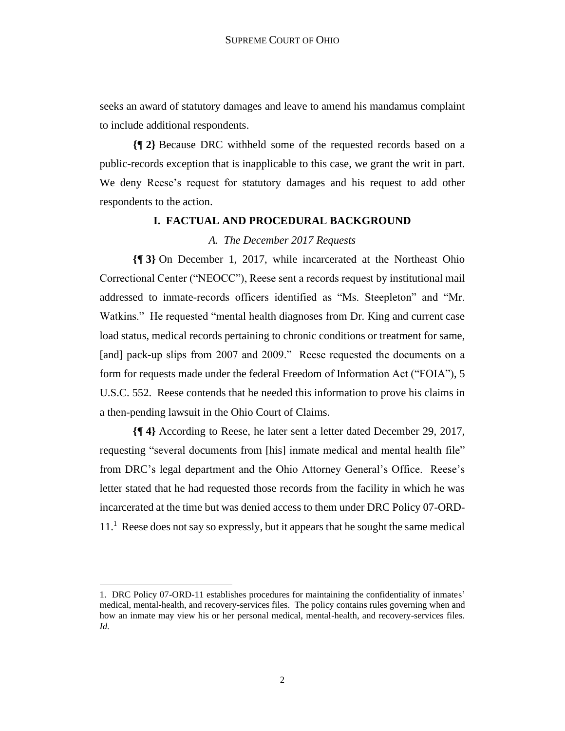seeks an award of statutory damages and leave to amend his mandamus complaint to include additional respondents.

**{¶ 2}** Because DRC withheld some of the requested records based on a public-records exception that is inapplicable to this case, we grant the writ in part. We deny Reese's request for statutory damages and his request to add other respondents to the action.

## I. FACTUAL AND PROCEDURAL BACKGROUND

### *A. The December 2017 Requests*

**{¶ 3}** On December 1, 2017, while incarcerated at the Northeast Ohio Correctional Center ("NEOCC"), Reese sent a records request by institutional mail addressed to inmate-records officers identified as "Ms. Steepleton" and "Mr. Watkins." He requested "mental health diagnoses from Dr. King and current case load status, medical records pertaining to chronic conditions or treatment for same, [and] pack-up slips from 2007 and 2009." Reese requested the documents on a form for requests made under the federal Freedom of Information Act ("FOIA"), 5 U.S.C. 552. Reese contends that he needed this information to prove his claims in a then-pending lawsuit in the Ohio Court of Claims.

**{¶ 4}** According to Reese, he later sent a letter dated December 29, 2017, requesting "several documents from [his] inmate medical and mental health file" from DRC's legal department and the Ohio Attorney General's Office. Reese's letter stated that he had requested those records from the facility in which he was incarcerated at the time but was denied access to them under DRC Policy 07-ORD-11.[1] Reese does not say so expressly, but it appears that he sought the same medical

1. DRC Policy 07-ORD-11 establishes procedures for maintaining the confidentiality of inmates' medical, mental-health, and recovery-services files. The policy contains rules governing when and how an inmate may view his or her personal medical, mental-health, and recovery-services files. *Id.*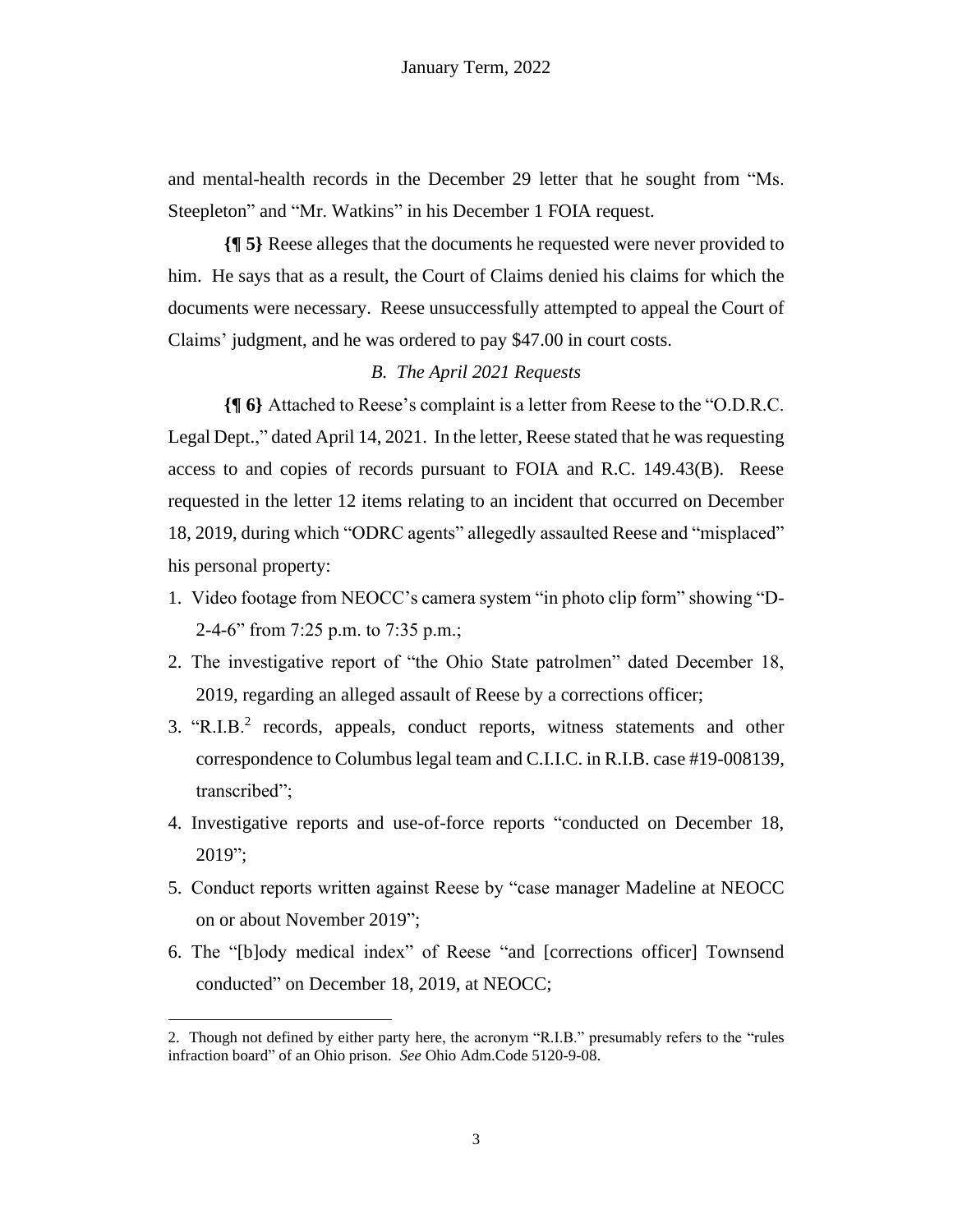and mental-health records in the December 29 letter that he sought from "Ms. Steepleton" and "Mr. Watkins" in his December 1 FOIA request.

**{¶ 5}** Reese alleges that the documents he requested were never provided to him. He says that as a result, the Court of Claims denied his claims for which the documents were necessary. Reese unsuccessfully attempted to appeal the Court of Claims' judgment, and he was ordered to pay $47.00 in court costs.

*B. The April 2021 Requests*

**{¶ 6}** Attached to Reese's complaint is a letter from Reese to the "O.D.R.C. Legal Dept.," dated April 14, 2021. In the letter, Reese stated that he was requesting access to and copies of records pursuant to FOIA and R.C. 149.43(B). Reese requested in the letter 12 items relating to an incident that occurred on December 18, 2019, during which "ODRC agents" allegedly assaulted Reese and "misplaced" his personal property:

1. Video footage from NEOCC's camera system "in photo clip form" showing "D-2-4-6" from 7:25 p.m. to 7:35 p.m.;
2. The investigative report of "the Ohio State patrolmen" dated December 18, 2019, regarding an alleged assault of Reese by a corrections officer;
3. "R.I.B.[2] records, appeals, conduct reports, witness statements and other correspondence to Columbus legal team and C.I.I.C. in R.I.B. case #19-008139, transcribed";
4. Investigative reports and use-of-force reports "conducted on December 18, 2019";
5. Conduct reports written against Reese by "case manager Madeline at NEOCC on or about November 2019";
6. The "[b]ody medical index" of Reese "and [corrections officer] Townsend conducted" on December 18, 2019, at NEOCC;

2. Though not defined by either party here, the acronym "R.I.B." presumably refers to the "rules infraction board" of an Ohio prison. *See* Ohio Adm.Code 5120-9-08.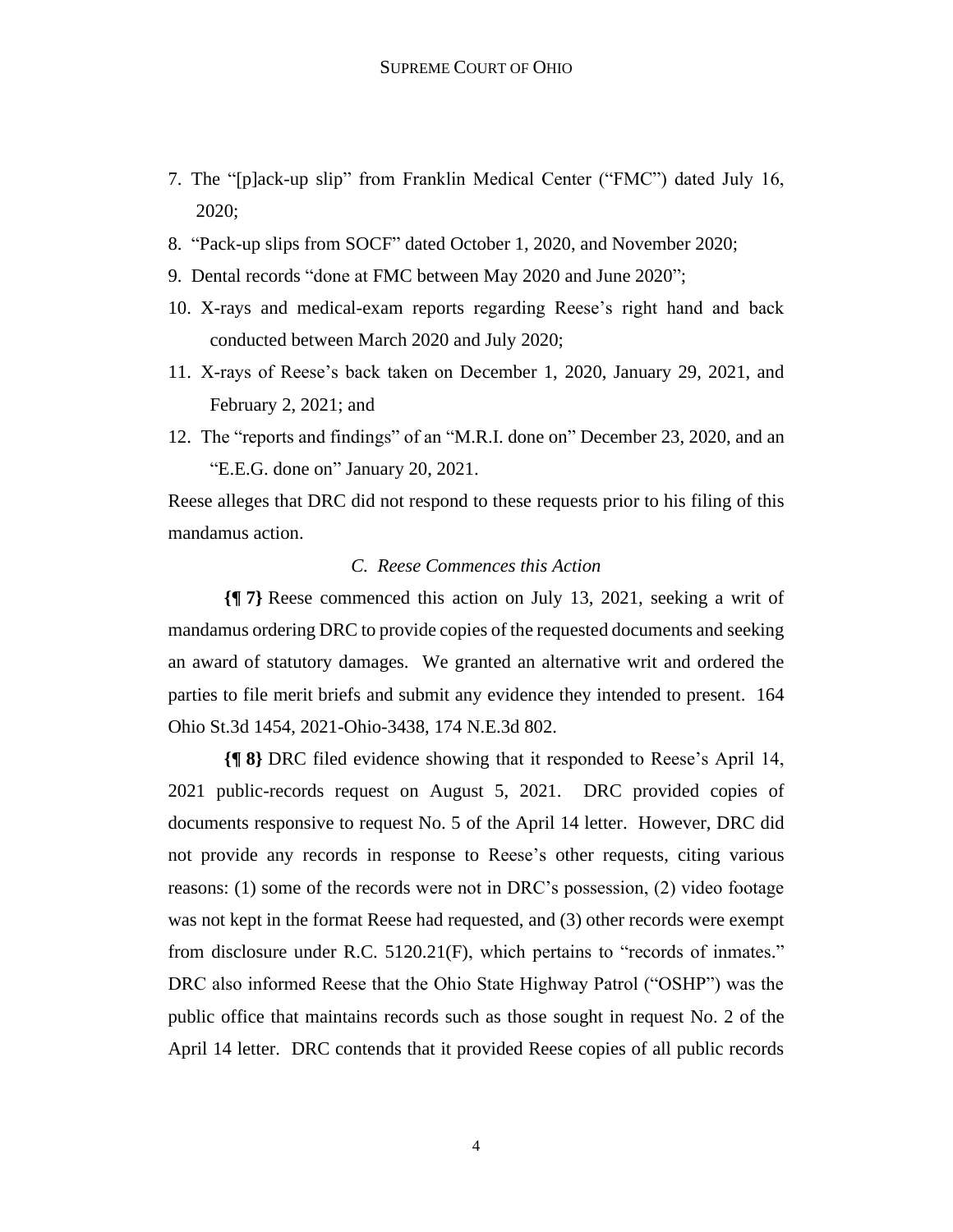7. The "[p]ack-up slip" from Franklin Medical Center ("FMC") dated July 16, 2020;
8. "Pack-up slips from SOCF" dated October 1, 2020, and November 2020;
9. Dental records "done at FMC between May 2020 and June 2020";
10. X-rays and medical-exam reports regarding Reese's right hand and back conducted between March 2020 and July 2020;
11. X-rays of Reese's back taken on December 1, 2020, January 29, 2021, and February 2, 2021; and
12. The "reports and findings" of an "M.R.I. done on" December 23, 2020, and an "E.E.G. done on" January 20, 2021.

Reese alleges that DRC did not respond to these requests prior to his filing of this mandamus action.

### *C. Reese Commences this Action*

**{¶ 7}** Reese commenced this action on July 13, 2021, seeking a writ of mandamus ordering DRC to provide copies of the requested documents and seeking an award of statutory damages. We granted an alternative writ and ordered the parties to file merit briefs and submit any evidence they intended to present. 164 Ohio St.3d 1454, 2021-Ohio-3438, 174 N.E.3d 802.

**{¶ 8}** DRC filed evidence showing that it responded to Reese's April 14, 2021 public-records request on August 5, 2021. DRC provided copies of documents responsive to request No. 5 of the April 14 letter. However, DRC did not provide any records in response to Reese's other requests, citing various reasons: (1) some of the records were not in DRC's possession, (2) video footage was not kept in the format Reese had requested, and (3) other records were exempt from disclosure under R.C. 5120.21(F), which pertains to "records of inmates." DRC also informed Reese that the Ohio State Highway Patrol ("OSHP") was the public office that maintains records such as those sought in request No. 2 of the April 14 letter. DRC contends that it provided Reese copies of all public records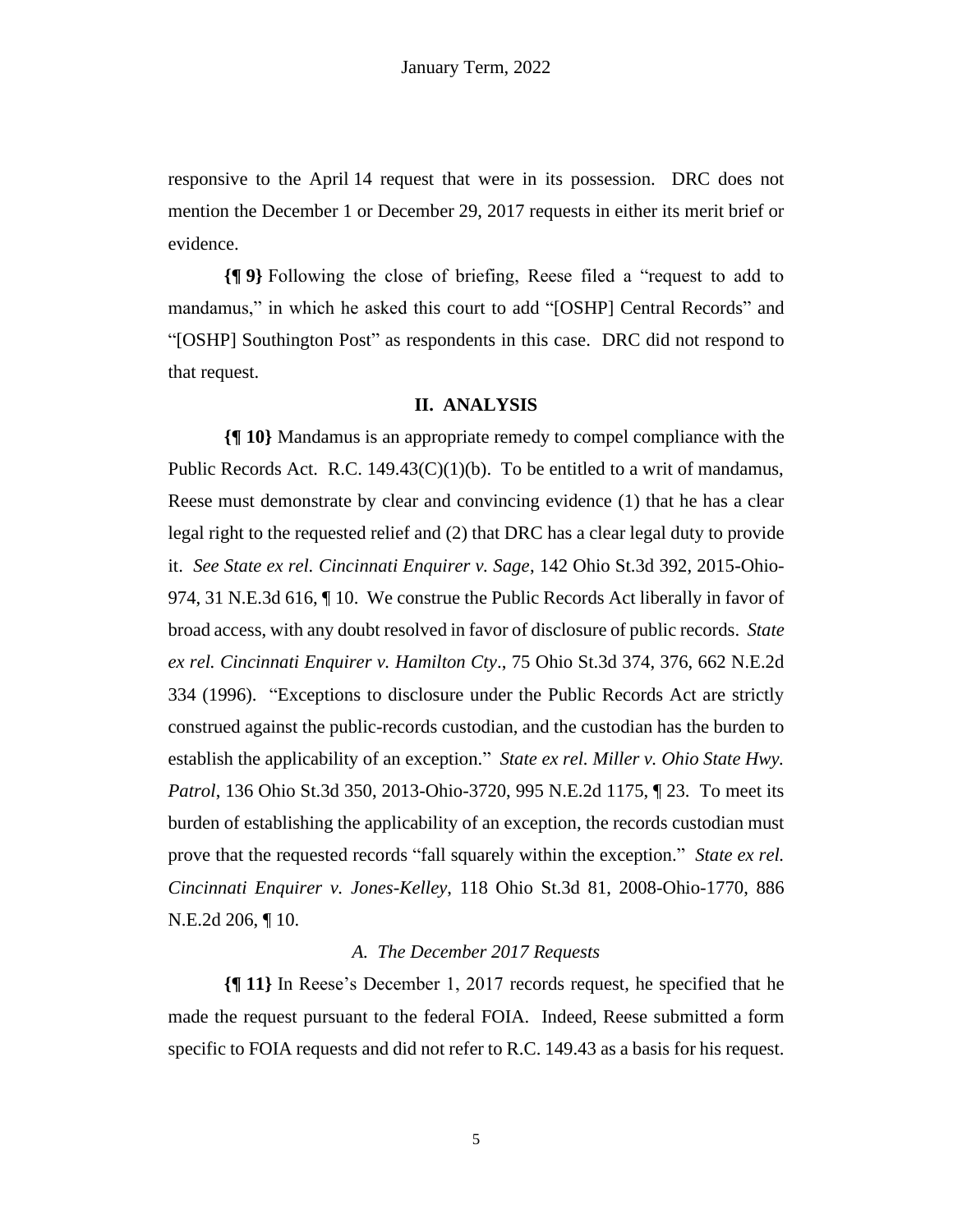responsive to the April 14 request that were in its possession. DRC does not mention the December 1 or December 29, 2017 requests in either its merit brief or evidence.

**{¶ 9}** Following the close of briefing, Reese filed a "request to add to mandamus," in which he asked this court to add "[OSHP] Central Records" and "[OSHP] Southington Post" as respondents in this case. DRC did not respond to that request.

## II. ANALYSIS

**{¶ 10}** Mandamus is an appropriate remedy to compel compliance with the Public Records Act. R.C. 149.43(C)(1)(b). To be entitled to a writ of mandamus, Reese must demonstrate by clear and convincing evidence (1) that he has a clear legal right to the requested relief and (2) that DRC has a clear legal duty to provide it. *See State ex rel. Cincinnati Enquirer v. Sage*, 142 Ohio St.3d 392, 2015-Ohio-974, 31 N.E.3d 616, ¶ 10. We construe the Public Records Act liberally in favor of broad access, with any doubt resolved in favor of disclosure of public records. *State ex rel. Cincinnati Enquirer v. Hamilton Cty*., 75 Ohio St.3d 374, 376, 662 N.E.2d 334 (1996). "Exceptions to disclosure under the Public Records Act are strictly construed against the public-records custodian, and the custodian has the burden to establish the applicability of an exception." *State ex rel. Miller v. Ohio State Hwy. Patrol*, 136 Ohio St.3d 350, 2013-Ohio-3720, 995 N.E.2d 1175, ¶ 23. To meet its burden of establishing the applicability of an exception, the records custodian must prove that the requested records "fall squarely within the exception." *State ex rel. Cincinnati Enquirer v. Jones-Kelley*, 118 Ohio St.3d 81, 2008-Ohio-1770, 886 N.E.2d 206, ¶ 10.

### *A. The December 2017 Requests*

**{¶ 11}** In Reese's December 1, 2017 records request, he specified that he made the request pursuant to the federal FOIA. Indeed, Reese submitted a form specific to FOIA requests and did not refer to R.C. 149.43 as a basis for his request.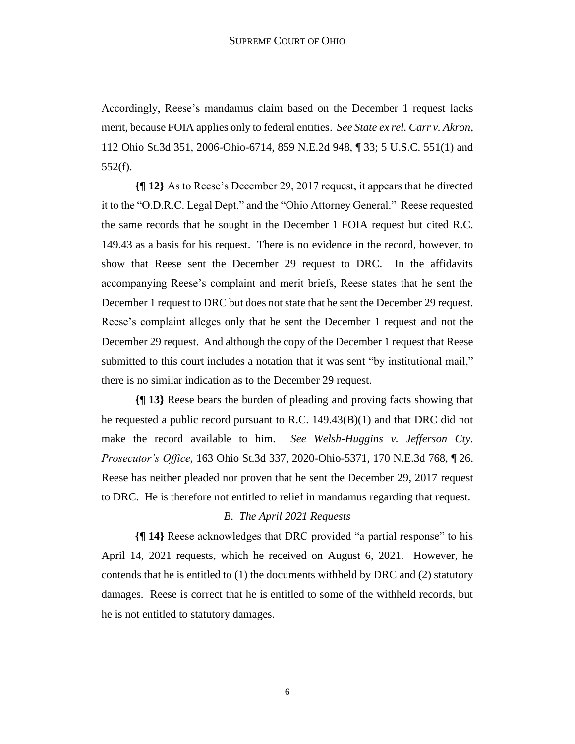Accordingly, Reese's mandamus claim based on the December 1 request lacks merit, because FOIA applies only to federal entities. *See State ex rel. Carr v. Akron*, 112 Ohio St.3d 351, 2006-Ohio-6714, 859 N.E.2d 948, ¶ 33; 5 U.S.C. 551(1) and 552(f).

**{¶ 12}** As to Reese's December 29, 2017 request, it appears that he directed it to the "O.D.R.C. Legal Dept." and the "Ohio Attorney General." Reese requested the same records that he sought in the December 1 FOIA request but cited R.C. 149.43 as a basis for his request. There is no evidence in the record, however, to show that Reese sent the December 29 request to DRC. In the affidavits accompanying Reese's complaint and merit briefs, Reese states that he sent the December 1 request to DRC but does not state that he sent the December 29 request. Reese's complaint alleges only that he sent the December 1 request and not the December 29 request. And although the copy of the December 1 request that Reese submitted to this court includes a notation that it was sent "by institutional mail," there is no similar indication as to the December 29 request.

**{¶ 13}** Reese bears the burden of pleading and proving facts showing that he requested a public record pursuant to R.C. 149.43(B)(1) and that DRC did not make the record available to him. *See Welsh-Huggins v. Jefferson Cty. Prosecutor's Office*, 163 Ohio St.3d 337, 2020-Ohio-5371, 170 N.E.3d 768, ¶ 26. Reese has neither pleaded nor proven that he sent the December 29, 2017 request to DRC. He is therefore not entitled to relief in mandamus regarding that request.

### *B. The April 2021 Requests*

**{¶ 14}** Reese acknowledges that DRC provided "a partial response" to his April 14, 2021 requests, which he received on August 6, 2021. However, he contends that he is entitled to (1) the documents withheld by DRC and (2) statutory damages. Reese is correct that he is entitled to some of the withheld records, but he is not entitled to statutory damages.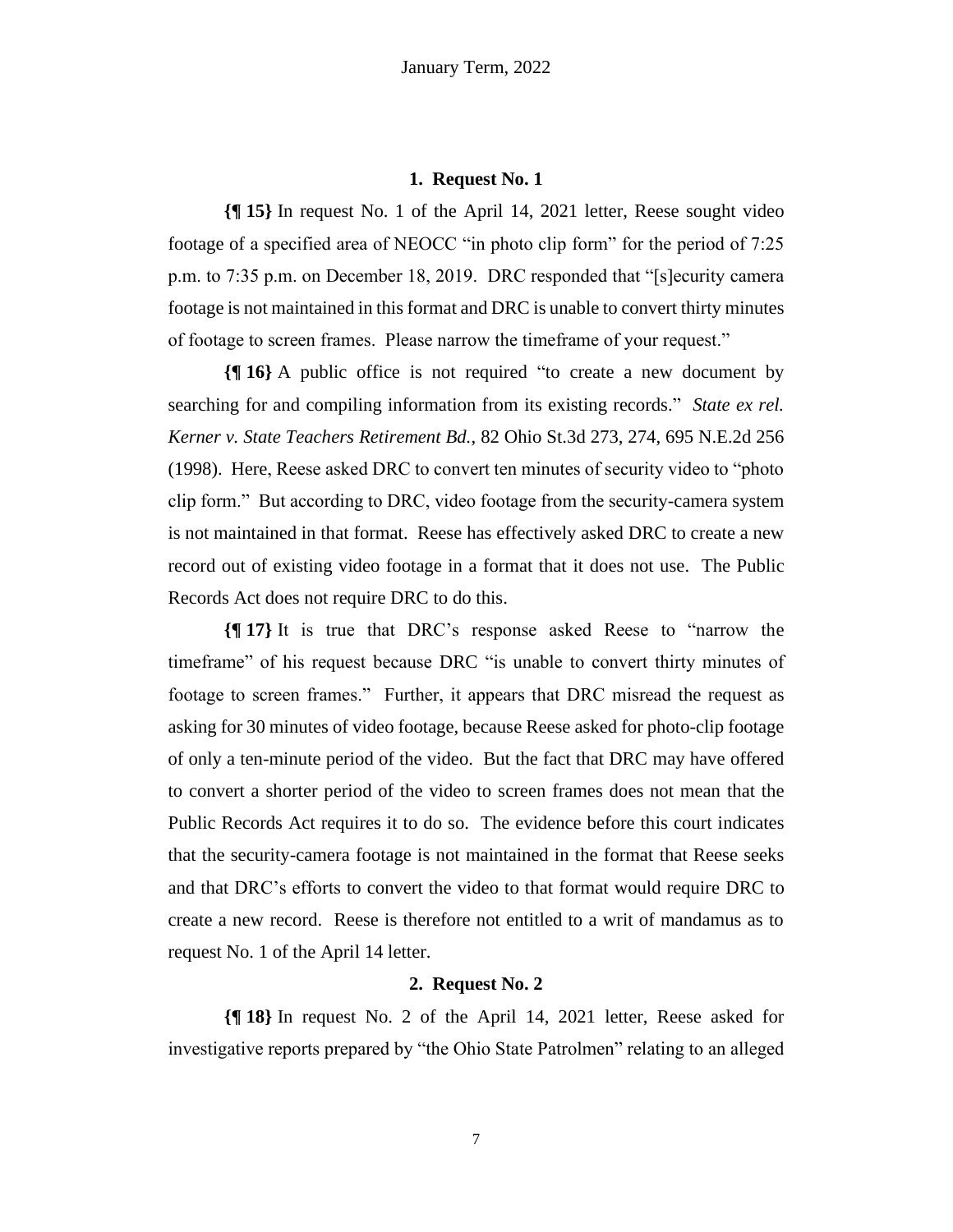### 1. Request No. 1

**{¶ 15}** In request No. 1 of the April 14, 2021 letter, Reese sought video footage of a specified area of NEOCC "in photo clip form" for the period of 7:25 p.m. to 7:35 p.m. on December 18, 2019. DRC responded that "[s]ecurity camera footage is not maintained in this format and DRC is unable to convert thirty minutes of footage to screen frames. Please narrow the timeframe of your request."

**{¶ 16}** A public office is not required "to create a new document by searching for and compiling information from its existing records." *State ex rel. Kerner v. State Teachers Retirement Bd.*, 82 Ohio St.3d 273, 274, 695 N.E.2d 256 (1998). Here, Reese asked DRC to convert ten minutes of security video to "photo clip form." But according to DRC, video footage from the security-camera system is not maintained in that format. Reese has effectively asked DRC to create a new record out of existing video footage in a format that it does not use. The Public Records Act does not require DRC to do this.

**{¶ 17}** It is true that DRC's response asked Reese to "narrow the timeframe" of his request because DRC "is unable to convert thirty minutes of footage to screen frames." Further, it appears that DRC misread the request as asking for 30 minutes of video footage, because Reese asked for photo-clip footage of only a ten-minute period of the video. But the fact that DRC may have offered to convert a shorter period of the video to screen frames does not mean that the Public Records Act requires it to do so. The evidence before this court indicates that the security-camera footage is not maintained in the format that Reese seeks and that DRC's efforts to convert the video to that format would require DRC to create a new record. Reese is therefore not entitled to a writ of mandamus as to request No. 1 of the April 14 letter.

### 2. Request No. 2

**{¶ 18}** In request No. 2 of the April 14, 2021 letter, Reese asked for investigative reports prepared by "the Ohio State Patrolmen" relating to an alleged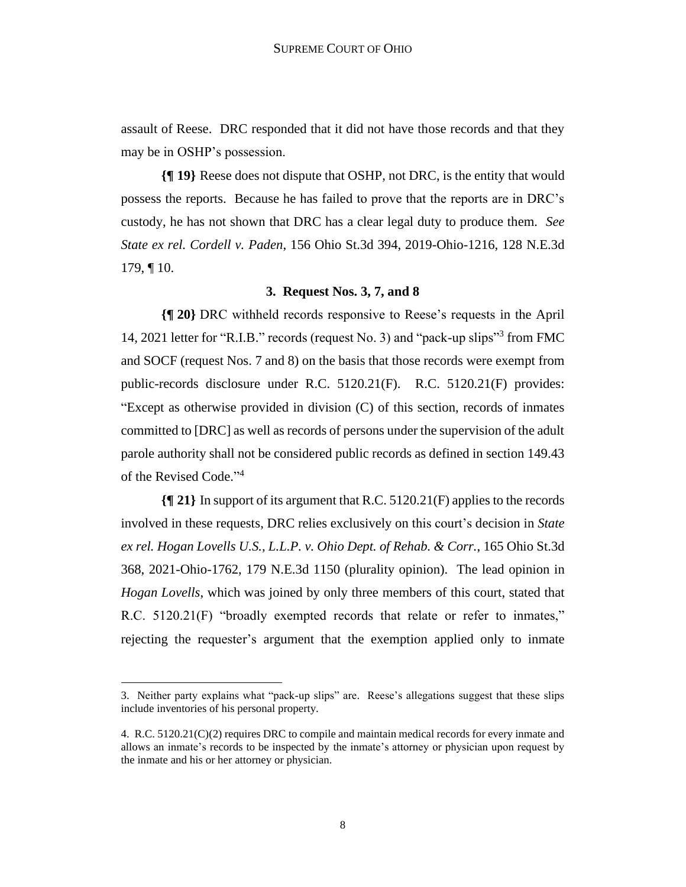assault of Reese. DRC responded that it did not have those records and that they may be in OSHP's possession.

**{¶ 19}** Reese does not dispute that OSHP, not DRC, is the entity that would possess the reports. Because he has failed to prove that the reports are in DRC's custody, he has not shown that DRC has a clear legal duty to produce them. *See State ex rel. Cordell v. Paden*, 156 Ohio St.3d 394, 2019-Ohio-1216, 128 N.E.3d 179, ¶ 10.

### 3. Request Nos. 3, 7, and 8

**{¶ 20}** DRC withheld records responsive to Reese's requests in the April 14, 2021 letter for "R.I.B." records (request No. 3) and "pack-up slips"[3] from FMC and SOCF (request Nos. 7 and 8) on the basis that those records were exempt from public-records disclosure under R.C. 5120.21(F). R.C. 5120.21(F) provides: "Except as otherwise provided in division (C) of this section, records of inmates committed to [DRC] as well as records of persons under the supervision of the adult parole authority shall not be considered public records as defined in section 149.43 of the Revised Code."[4]

**{¶ 21}** In support of its argument that R.C. 5120.21(F) applies to the records involved in these requests, DRC relies exclusively on this court's decision in *State ex rel. Hogan Lovells U.S., L.L.P. v. Ohio Dept. of Rehab. & Corr.*, 165 Ohio St.3d 368, 2021-Ohio-1762, 179 N.E.3d 1150 (plurality opinion). The lead opinion in *Hogan Lovells*, which was joined by only three members of this court, stated that R.C. 5120.21(F) "broadly exempted records that relate or refer to inmates," rejecting the requester's argument that the exemption applied only to inmate

---

3. Neither party explains what "pack-up slips" are. Reese's allegations suggest that these slips include inventories of his personal property.

4. R.C. 5120.21(C)(2) requires DRC to compile and maintain medical records for every inmate and allows an inmate's records to be inspected by the inmate's attorney or physician upon request by the inmate and his or her attorney or physician.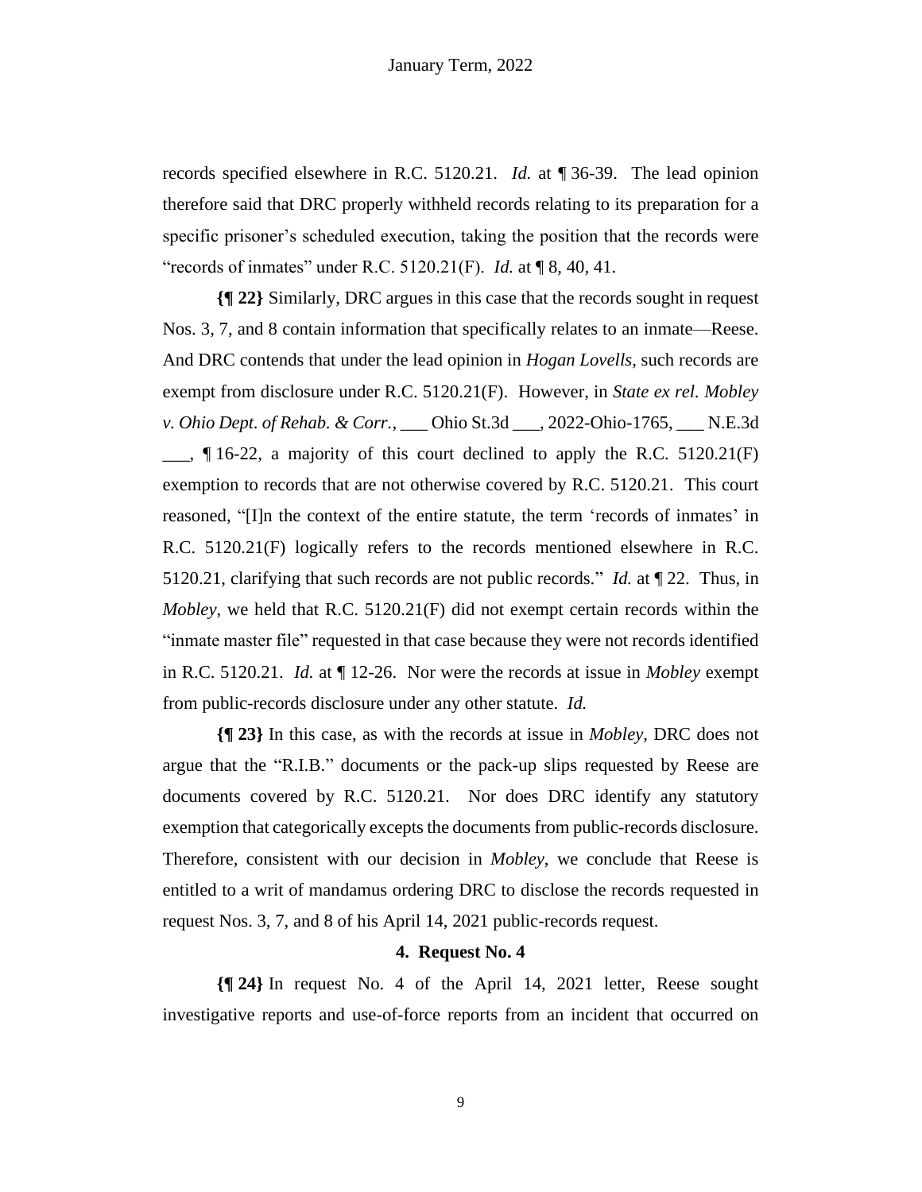records specified elsewhere in R.C. 5120.21. *Id.* at ¶ 36-39. The lead opinion therefore said that DRC properly withheld records relating to its preparation for a specific prisoner's scheduled execution, taking the position that the records were "records of inmates" under R.C. 5120.21(F). *Id.* at ¶ 8, 40, 41.

**{¶ 22}** Similarly, DRC argues in this case that the records sought in request Nos. 3, 7, and 8 contain information that specifically relates to an inmate—Reese. And DRC contends that under the lead opinion in *Hogan Lovells*, such records are exempt from disclosure under R.C. 5120.21(F). However, in *State ex rel. Mobley v. Ohio Dept. of Rehab. & Corr.*, ___ Ohio St.3d ___, 2022-Ohio-1765, ___ N.E.3d ___, ¶ 16-22, a majority of this court declined to apply the R.C. 5120.21(F) exemption to records that are not otherwise covered by R.C. 5120.21. This court reasoned, "[I]n the context of the entire statute, the term 'records of inmates' in R.C. 5120.21(F) logically refers to the records mentioned elsewhere in R.C. 5120.21, clarifying that such records are not public records." *Id.* at ¶ 22. Thus, in *Mobley*, we held that R.C. 5120.21(F) did not exempt certain records within the "inmate master file" requested in that case because they were not records identified in R.C. 5120.21. *Id.* at ¶ 12-26. Nor were the records at issue in *Mobley* exempt from public-records disclosure under any other statute. *Id.*

**{¶ 23}** In this case, as with the records at issue in *Mobley*, DRC does not argue that the "R.I.B." documents or the pack-up slips requested by Reese are documents covered by R.C. 5120.21. Nor does DRC identify any statutory exemption that categorically excepts the documents from public-records disclosure. Therefore, consistent with our decision in *Mobley*, we conclude that Reese is entitled to a writ of mandamus ordering DRC to disclose the records requested in request Nos. 3, 7, and 8 of his April 14, 2021 public-records request.

### 4. Request No. 4

**{¶ 24}** In request No. 4 of the April 14, 2021 letter, Reese sought investigative reports and use-of-force reports from an incident that occurred on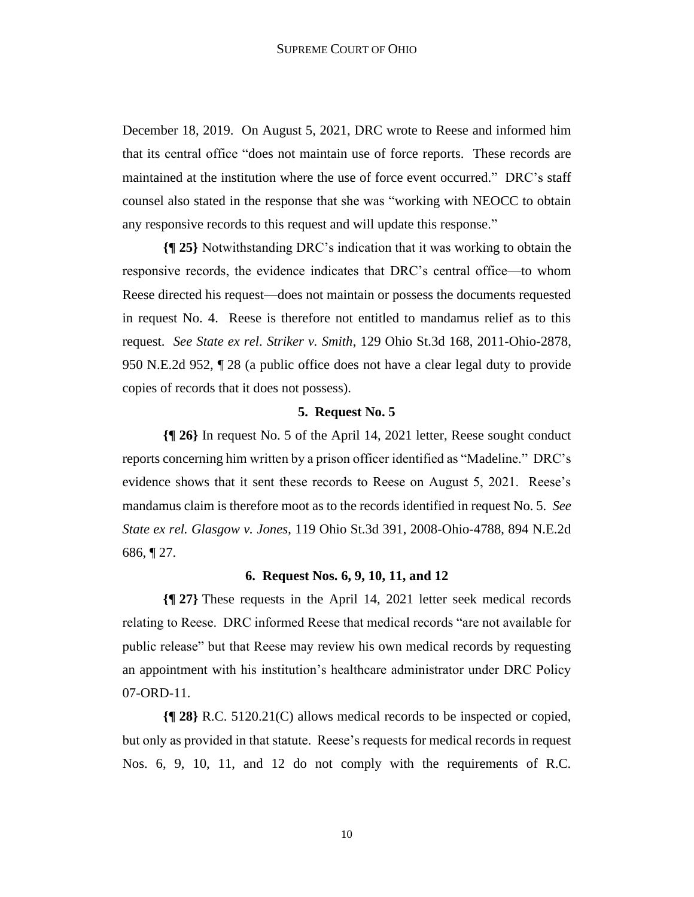December 18, 2019. On August 5, 2021, DRC wrote to Reese and informed him that its central office "does not maintain use of force reports. These records are maintained at the institution where the use of force event occurred." DRC's staff counsel also stated in the response that she was "working with NEOCC to obtain any responsive records to this request and will update this response."

**{¶ 25}** Notwithstanding DRC's indication that it was working to obtain the responsive records, the evidence indicates that DRC's central office—to whom Reese directed his request—does not maintain or possess the documents requested in request No. 4. Reese is therefore not entitled to mandamus relief as to this request. *See State ex rel. Striker v. Smith*, 129 Ohio St.3d 168, 2011-Ohio-2878, 950 N.E.2d 952, ¶ 28 (a public office does not have a clear legal duty to provide copies of records that it does not possess).

**5. Request No. 5**

**{¶ 26}** In request No. 5 of the April 14, 2021 letter, Reese sought conduct reports concerning him written by a prison officer identified as "Madeline." DRC's evidence shows that it sent these records to Reese on August 5, 2021. Reese's mandamus claim is therefore moot as to the records identified in request No. 5. *See State ex rel. Glasgow v. Jones*, 119 Ohio St.3d 391, 2008-Ohio-4788, 894 N.E.2d 686, ¶ 27.

**6. Request Nos. 6, 9, 10, 11, and 12**

**{¶ 27}** These requests in the April 14, 2021 letter seek medical records relating to Reese. DRC informed Reese that medical records "are not available for public release" but that Reese may review his own medical records by requesting an appointment with his institution's healthcare administrator under DRC Policy 07-ORD-11.

**{¶ 28}** R.C. 5120.21(C) allows medical records to be inspected or copied, but only as provided in that statute. Reese's requests for medical records in request Nos. 6, 9, 10, 11, and 12 do not comply with the requirements of R.C.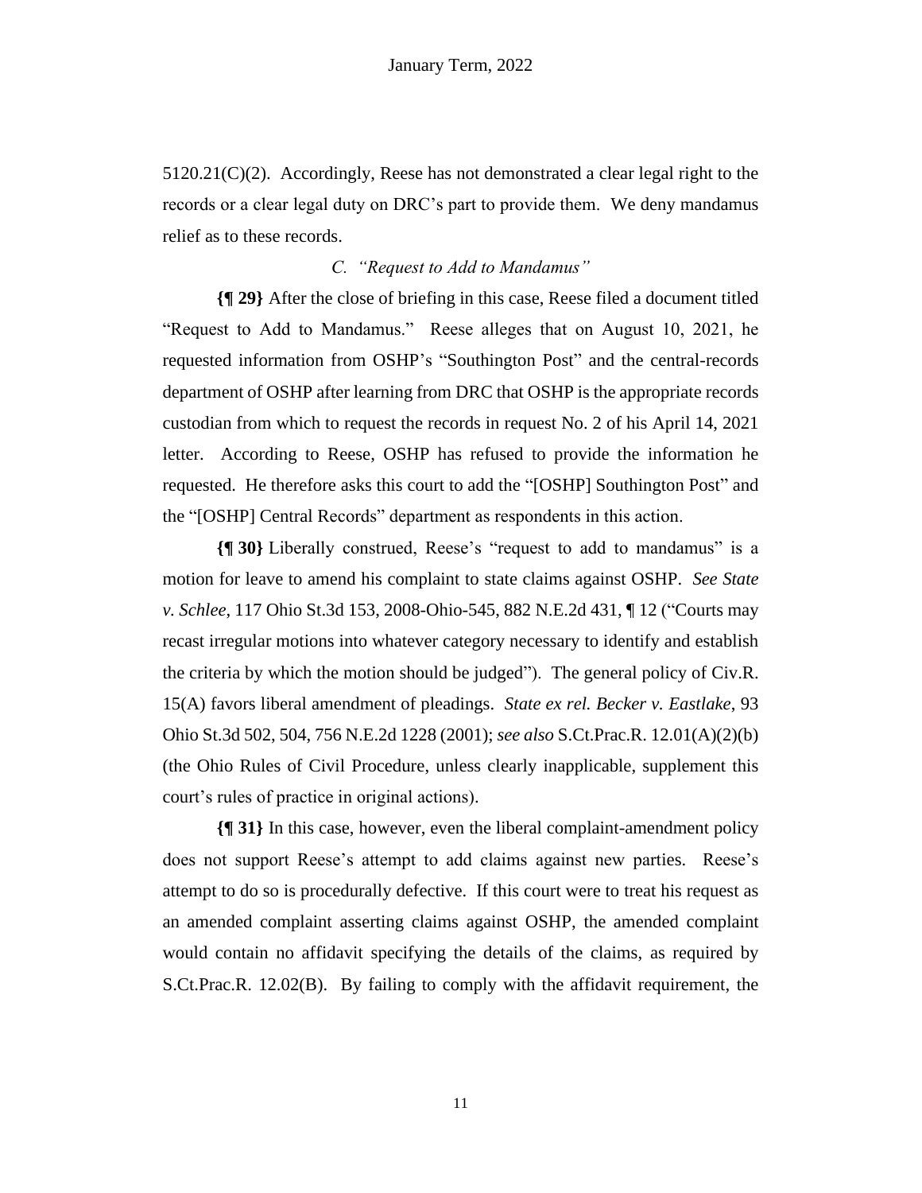5120.21(C)(2). Accordingly, Reese has not demonstrated a clear legal right to the records or a clear legal duty on DRC's part to provide them. We deny mandamus relief as to these records.

### *C. "Request to Add to Mandamus"*

**{¶ 29}** After the close of briefing in this case, Reese filed a document titled "Request to Add to Mandamus." Reese alleges that on August 10, 2021, he requested information from OSHP's "Southington Post" and the central-records department of OSHP after learning from DRC that OSHP is the appropriate records custodian from which to request the records in request No. 2 of his April 14, 2021 letter. According to Reese, OSHP has refused to provide the information he requested. He therefore asks this court to add the "[OSHP] Southington Post" and the "[OSHP] Central Records" department as respondents in this action.

**{¶ 30}** Liberally construed, Reese's "request to add to mandamus" is a motion for leave to amend his complaint to state claims against OSHP. *See State v. Schlee*, 117 Ohio St.3d 153, 2008-Ohio-545, 882 N.E.2d 431, ¶ 12 ("Courts may recast irregular motions into whatever category necessary to identify and establish the criteria by which the motion should be judged"). The general policy of Civ.R. 15(A) favors liberal amendment of pleadings. *State ex rel. Becker v. Eastlake*, 93 Ohio St.3d 502, 504, 756 N.E.2d 1228 (2001); *see also* S.Ct.Prac.R. 12.01(A)(2)(b) (the Ohio Rules of Civil Procedure, unless clearly inapplicable, supplement this court's rules of practice in original actions).

**{¶ 31}** In this case, however, even the liberal complaint-amendment policy does not support Reese's attempt to add claims against new parties. Reese's attempt to do so is procedurally defective. If this court were to treat his request as an amended complaint asserting claims against OSHP, the amended complaint would contain no affidavit specifying the details of the claims, as required by S.Ct.Prac.R. 12.02(B). By failing to comply with the affidavit requirement, the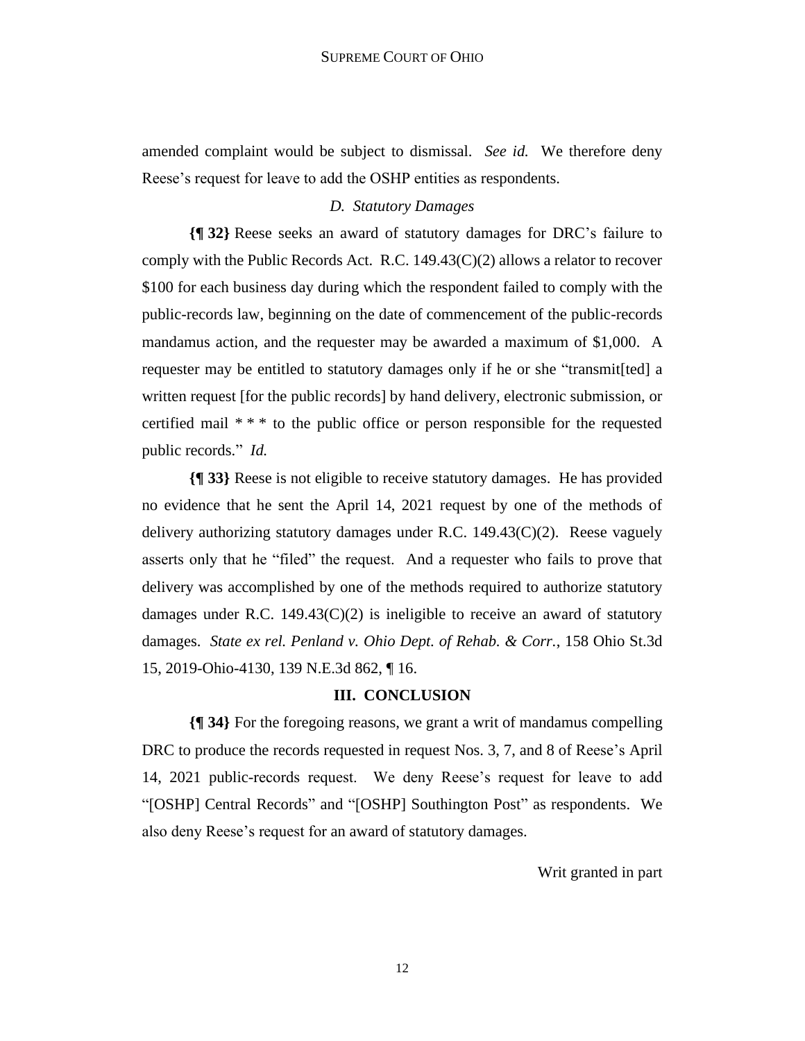amended complaint would be subject to dismissal. *See id.* We therefore deny Reese's request for leave to add the OSHP entities as respondents.

### *D. Statutory Damages*

**{¶ 32}** Reese seeks an award of statutory damages for DRC's failure to comply with the Public Records Act. R.C. 149.43(C)(2) allows a relator to recover \$100 for each business day during which the respondent failed to comply with the public-records law, beginning on the date of commencement of the public-records mandamus action, and the requester may be awarded a maximum of \$1,000. A requester may be entitled to statutory damages only if he or she "transmit[ted] a written request [for the public records] by hand delivery, electronic submission, or certified mail * * * to the public office or person responsible for the requested public records." *Id.*

**{¶ 33}** Reese is not eligible to receive statutory damages. He has provided no evidence that he sent the April 14, 2021 request by one of the methods of delivery authorizing statutory damages under R.C. 149.43(C)(2). Reese vaguely asserts only that he "filed" the request. And a requester who fails to prove that delivery was accomplished by one of the methods required to authorize statutory damages under R.C. 149.43(C)(2) is ineligible to receive an award of statutory damages. *State ex rel. Penland v. Ohio Dept. of Rehab. & Corr.*, 158 Ohio St.3d 15, 2019-Ohio-4130, 139 N.E.3d 862, ¶ 16.

## III. CONCLUSION

**{¶ 34}** For the foregoing reasons, we grant a writ of mandamus compelling DRC to produce the records requested in request Nos. 3, 7, and 8 of Reese's April 14, 2021 public-records request. We deny Reese's request for leave to add "[OSHP] Central Records" and "[OSHP] Southington Post" as respondents. We also deny Reese's request for an award of statutory damages.

Writ granted in part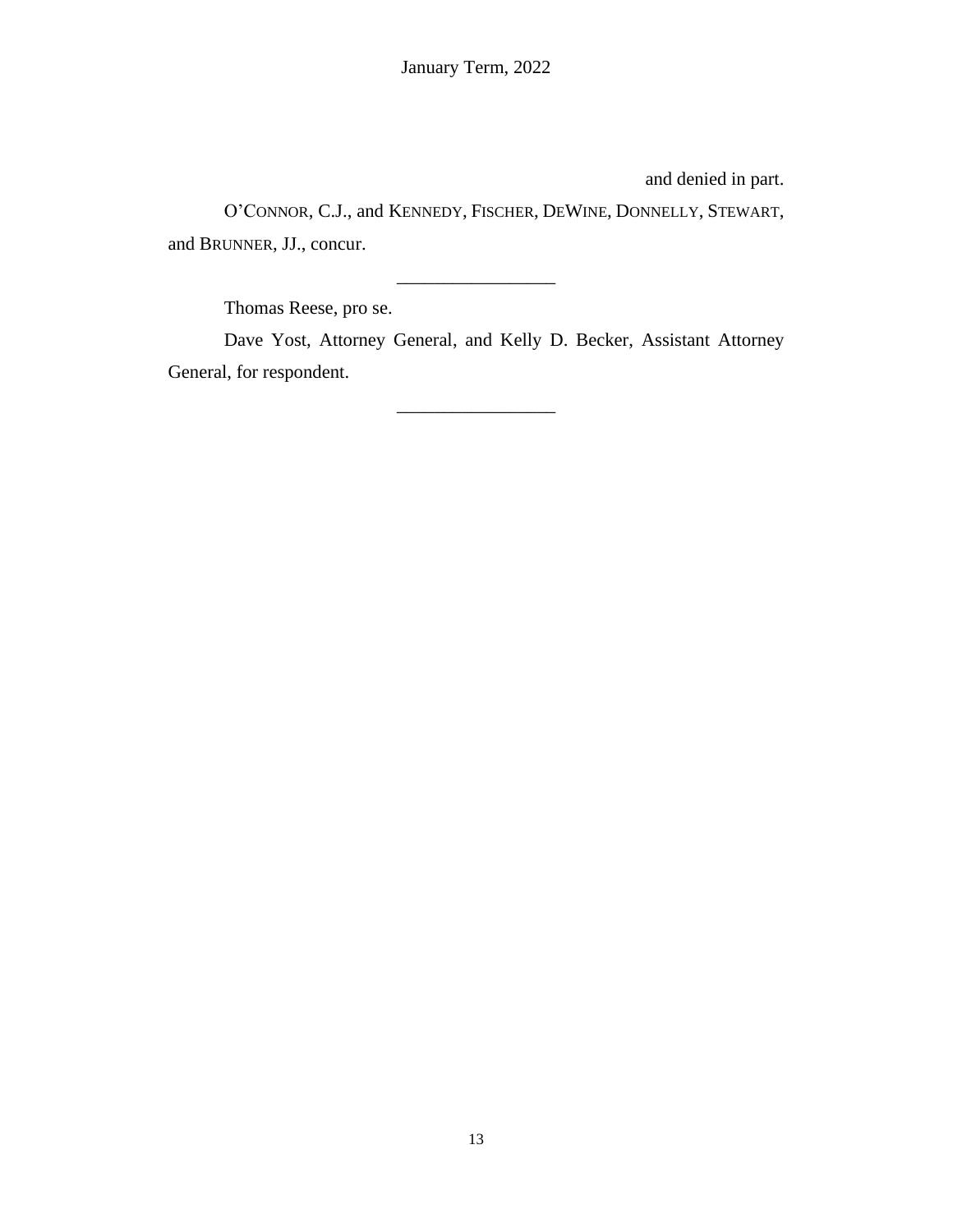and denied in part.

O'CONNOR, C.J., and KENNEDY, FISCHER, DEWINE, DONNELLY, STEWART, and BRUNNER, JJ., concur.

---

Thomas Reese, pro se.

Dave Yost, Attorney General, and Kelly D. Becker, Assistant Attorney General, for respondent.

---